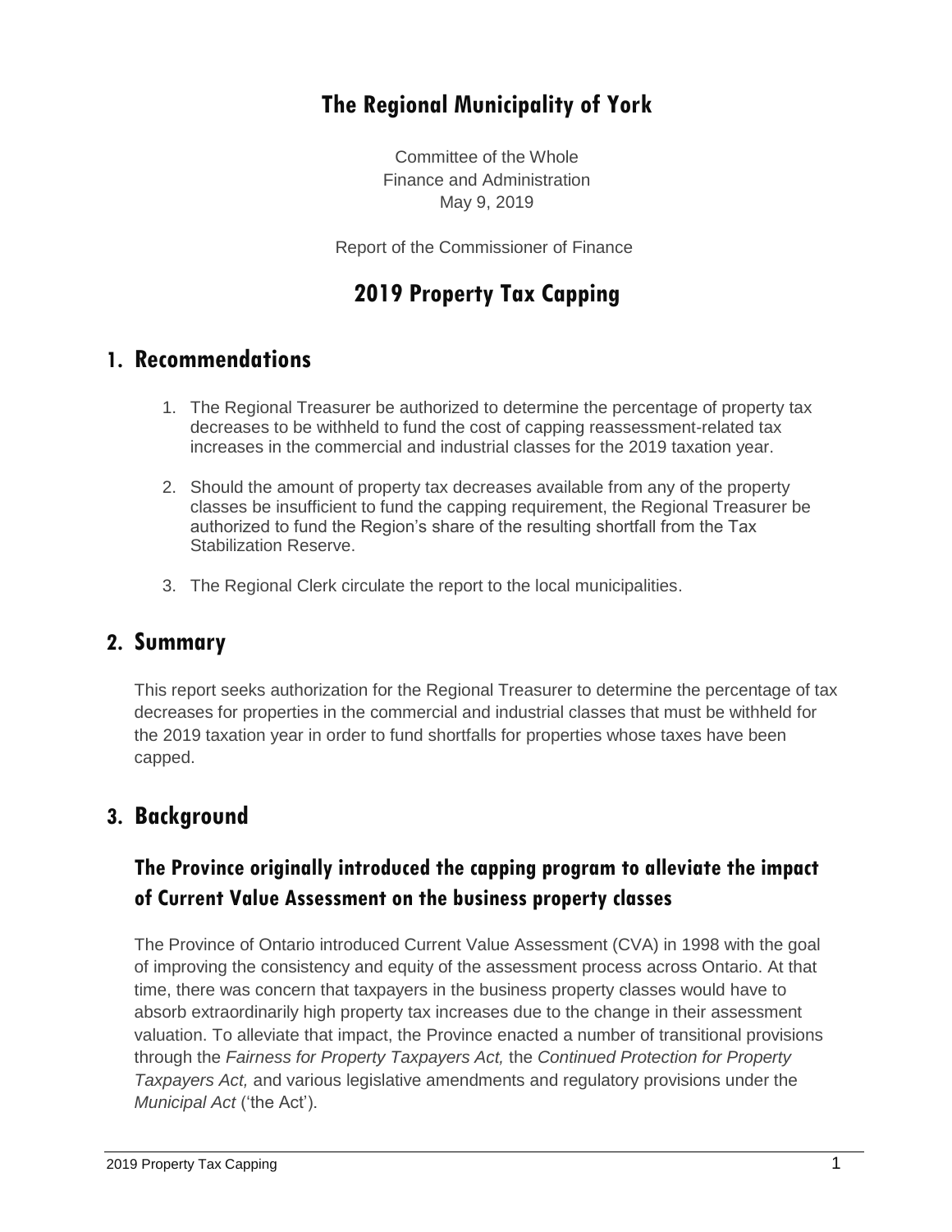# The Regional Municipality of York

Committee of the Whole
Finance and Administration
May 9, 2019

Report of the Commissioner of Finance

# 2019 Property Tax Capping

## 1. Recommendations

1. The Regional Treasurer be authorized to determine the percentage of property tax decreases to be withheld to fund the cost of capping reassessment-related tax increases in the commercial and industrial classes for the 2019 taxation year.

2. Should the amount of property tax decreases available from any of the property classes be insufficient to fund the capping requirement, the Regional Treasurer be authorized to fund the Region's share of the resulting shortfall from the Tax Stabilization Reserve.

3. The Regional Clerk circulate the report to the local municipalities.

## 2. Summary

This report seeks authorization for the Regional Treasurer to determine the percentage of tax decreases for properties in the commercial and industrial classes that must be withheld for the 2019 taxation year in order to fund shortfalls for properties whose taxes have been capped.

## 3. Background

### The Province originally introduced the capping program to alleviate the impact of Current Value Assessment on the business property classes

The Province of Ontario introduced Current Value Assessment (CVA) in 1998 with the goal of improving the consistency and equity of the assessment process across Ontario. At that time, there was concern that taxpayers in the business property classes would have to absorb extraordinarily high property tax increases due to the change in their assessment valuation. To alleviate that impact, the Province enacted a number of transitional provisions through the *Fairness for Property Taxpayers Act,* the *Continued Protection for Property Taxpayers Act,* and various legislative amendments and regulatory provisions under the *Municipal Act* ('the Act').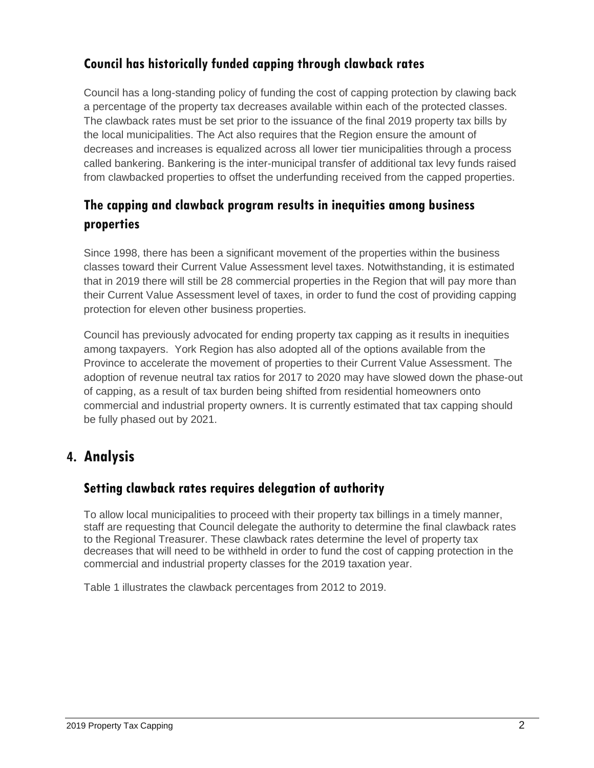### Council has historically funded capping through clawback rates

Council has a long-standing policy of funding the cost of capping protection by clawing back a percentage of the property tax decreases available within each of the protected classes. The clawback rates must be set prior to the issuance of the final 2019 property tax bills by the local municipalities. The Act also requires that the Region ensure the amount of decreases and increases is equalized across all lower tier municipalities through a process called bankering. Bankering is the inter-municipal transfer of additional tax levy funds raised from clawbacked properties to offset the underfunding received from the capped properties.

### The capping and clawback program results in inequities among business properties

Since 1998, there has been a significant movement of the properties within the business classes toward their Current Value Assessment level taxes. Notwithstanding, it is estimated that in 2019 there will still be 28 commercial properties in the Region that will pay more than their Current Value Assessment level of taxes, in order to fund the cost of providing capping protection for eleven other business properties.

Council has previously advocated for ending property tax capping as it results in inequities among taxpayers. York Region has also adopted all of the options available from the Province to accelerate the movement of properties to their Current Value Assessment. The adoption of revenue neutral tax ratios for 2017 to 2020 may have slowed down the phase-out of capping, as a result of tax burden being shifted from residential homeowners onto commercial and industrial property owners. It is currently estimated that tax capping should be fully phased out by 2021.

## 4. Analysis

### Setting clawback rates requires delegation of authority

To allow local municipalities to proceed with their property tax billings in a timely manner, staff are requesting that Council delegate the authority to determine the final clawback rates to the Regional Treasurer. These clawback rates determine the level of property tax decreases that will need to be withheld in order to fund the cost of capping protection in the commercial and industrial property classes for the 2019 taxation year.

Table 1 illustrates the clawback percentages from 2012 to 2019.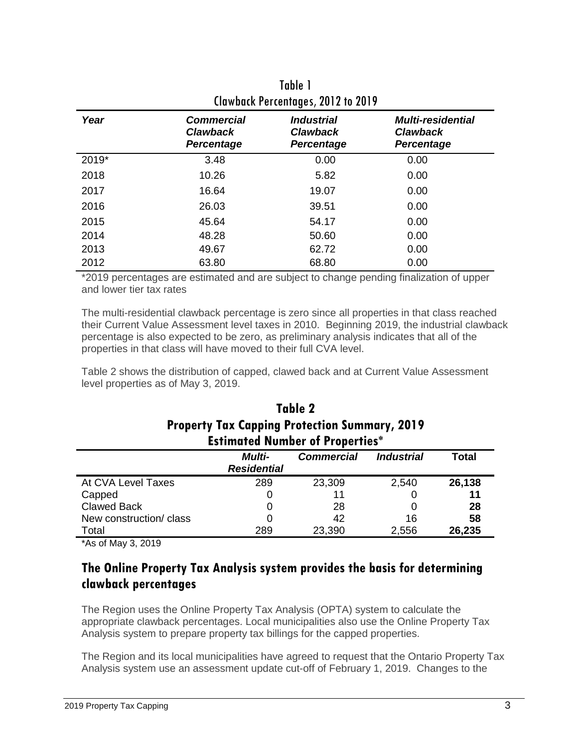Table 1
Clawback Percentages, 2012 to 2019

| *Year* | *Commercial Clawback Percentage* | *Industrial Clawback Percentage* | *Multi-residential Clawback Percentage* |
|---|---|---|---|
| 2019* | 3.48 | 0.00 | 0.00 |
| 2018 | 10.26 | 5.82 | 0.00 |
| 2017 | 16.64 | 19.07 | 0.00 |
| 2016 | 26.03 | 39.51 | 0.00 |
| 2015 | 45.64 | 54.17 | 0.00 |
| 2014 | 48.28 | 50.60 | 0.00 |
| 2013 | 49.67 | 62.72 | 0.00 |
| 2012 | 63.80 | 68.80 | 0.00 |

*2019 percentages are estimated and are subject to change pending finalization of upper and lower tier tax rates

The multi-residential clawback percentage is zero since all properties in that class reached their Current Value Assessment level taxes in 2010. Beginning 2019, the industrial clawback percentage is also expected to be zero, as preliminary analysis indicates that all of the properties in that class will have moved to their full CVA level.

Table 2 shows the distribution of capped, clawed back and at Current Value Assessment level properties as of May 3, 2019.

**Table 2**
**Property Tax Capping Protection Summary, 2019**
**Estimated Number of Properties***

| | *Multi-Residential* | *Commercial* | *Industrial* | **Total** |
|---|---|---|---|---|
| At CVA Level Taxes | 289 | 23,309 | 2,540 | **26,138** |
| Capped | 0 | 11 | 0 | **11** |
| Clawed Back | 0 | 28 | 0 | **28** |
| New construction/ class | 0 | 42 | 16 | **58** |
| Total | 289 | 23,390 | 2,556 | **26,235** |

*As of May 3, 2019

## The Online Property Tax Analysis system provides the basis for determining clawback percentages

The Region uses the Online Property Tax Analysis (OPTA) system to calculate the appropriate clawback percentages. Local municipalities also use the Online Property Tax Analysis system to prepare property tax billings for the capped properties.

The Region and its local municipalities have agreed to request that the Ontario Property Tax Analysis system use an assessment update cut-off of February 1, 2019. Changes to the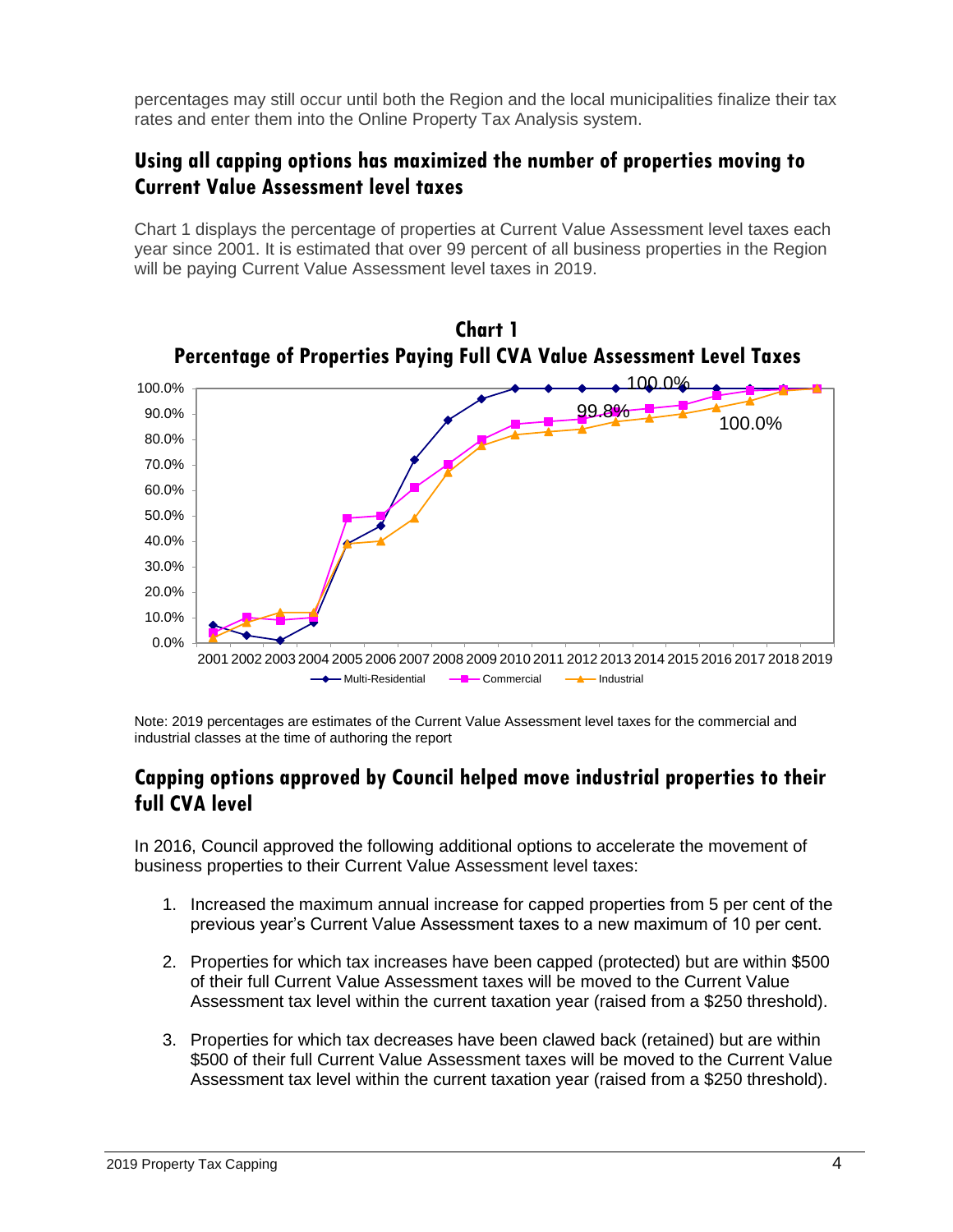percentages may still occur until both the Region and the local municipalities finalize their tax rates and enter them into the Online Property Tax Analysis system.

## Using all capping options has maximized the number of properties moving to Current Value Assessment level taxes

Chart 1 displays the percentage of properties at Current Value Assessment level taxes each year since 2001. It is estimated that over 99 percent of all business properties in the Region will be paying Current Value Assessment level taxes in 2019.

**Chart 1**
**Percentage of Properties Paying Full CVA Value Assessment Level Taxes**

Note: 2019 percentages are estimates of the Current Value Assessment level taxes for the commercial and industrial classes at the time of authoring the report

## Capping options approved by Council helped move industrial properties to their full CVA level

In 2016, Council approved the following additional options to accelerate the movement of business properties to their Current Value Assessment level taxes:

1. Increased the maximum annual increase for capped properties from 5 per cent of the previous year's Current Value Assessment taxes to a new maximum of 10 per cent.

2. Properties for which tax increases have been capped (protected) but are within $500 of their full Current Value Assessment taxes will be moved to the Current Value Assessment tax level within the current taxation year (raised from a $250 threshold).

3. Properties for which tax decreases have been clawed back (retained) but are within $500 of their full Current Value Assessment taxes will be moved to the Current Value Assessment tax level within the current taxation year (raised from a $250 threshold).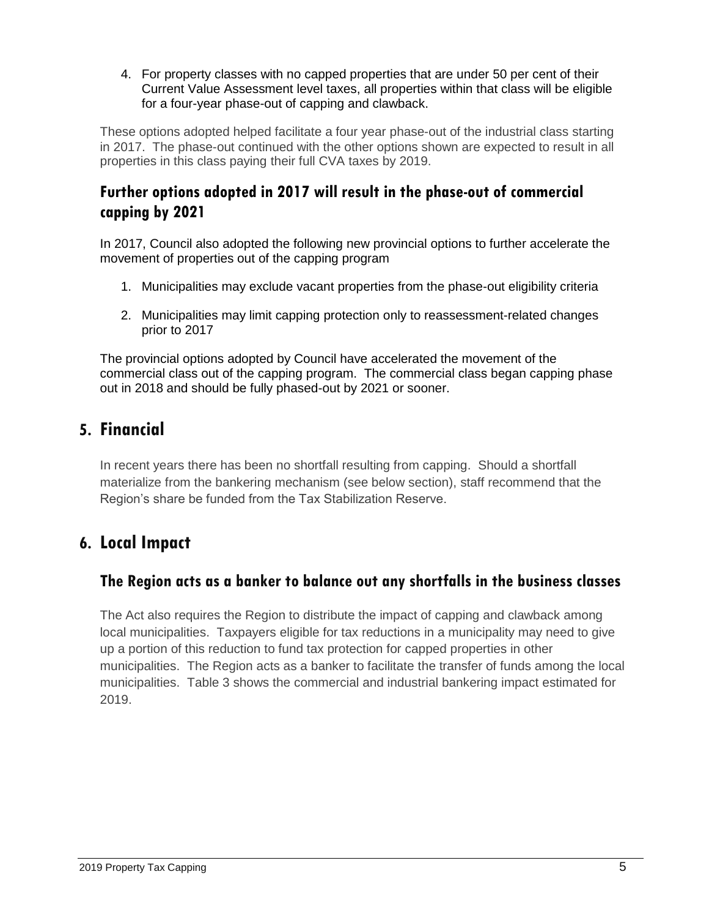4. For property classes with no capped properties that are under 50 per cent of their Current Value Assessment level taxes, all properties within that class will be eligible for a four-year phase-out of capping and clawback.

These options adopted helped facilitate a four year phase-out of the industrial class starting in 2017. The phase-out continued with the other options shown are expected to result in all properties in this class paying their full CVA taxes by 2019.

### Further options adopted in 2017 will result in the phase-out of commercial capping by 2021

In 2017, Council also adopted the following new provincial options to further accelerate the movement of properties out of the capping program

1. Municipalities may exclude vacant properties from the phase-out eligibility criteria
2. Municipalities may limit capping protection only to reassessment-related changes prior to 2017

The provincial options adopted by Council have accelerated the movement of the commercial class out of the capping program. The commercial class began capping phase out in 2018 and should be fully phased-out by 2021 or sooner.

## 5. Financial

In recent years there has been no shortfall resulting from capping. Should a shortfall materialize from the bankering mechanism (see below section), staff recommend that the Region's share be funded from the Tax Stabilization Reserve.

## 6. Local Impact

### The Region acts as a banker to balance out any shortfalls in the business classes

The Act also requires the Region to distribute the impact of capping and clawback among local municipalities. Taxpayers eligible for tax reductions in a municipality may need to give up a portion of this reduction to fund tax protection for capped properties in other municipalities. The Region acts as a banker to facilitate the transfer of funds among the local municipalities. Table 3 shows the commercial and industrial bankering impact estimated for 2019.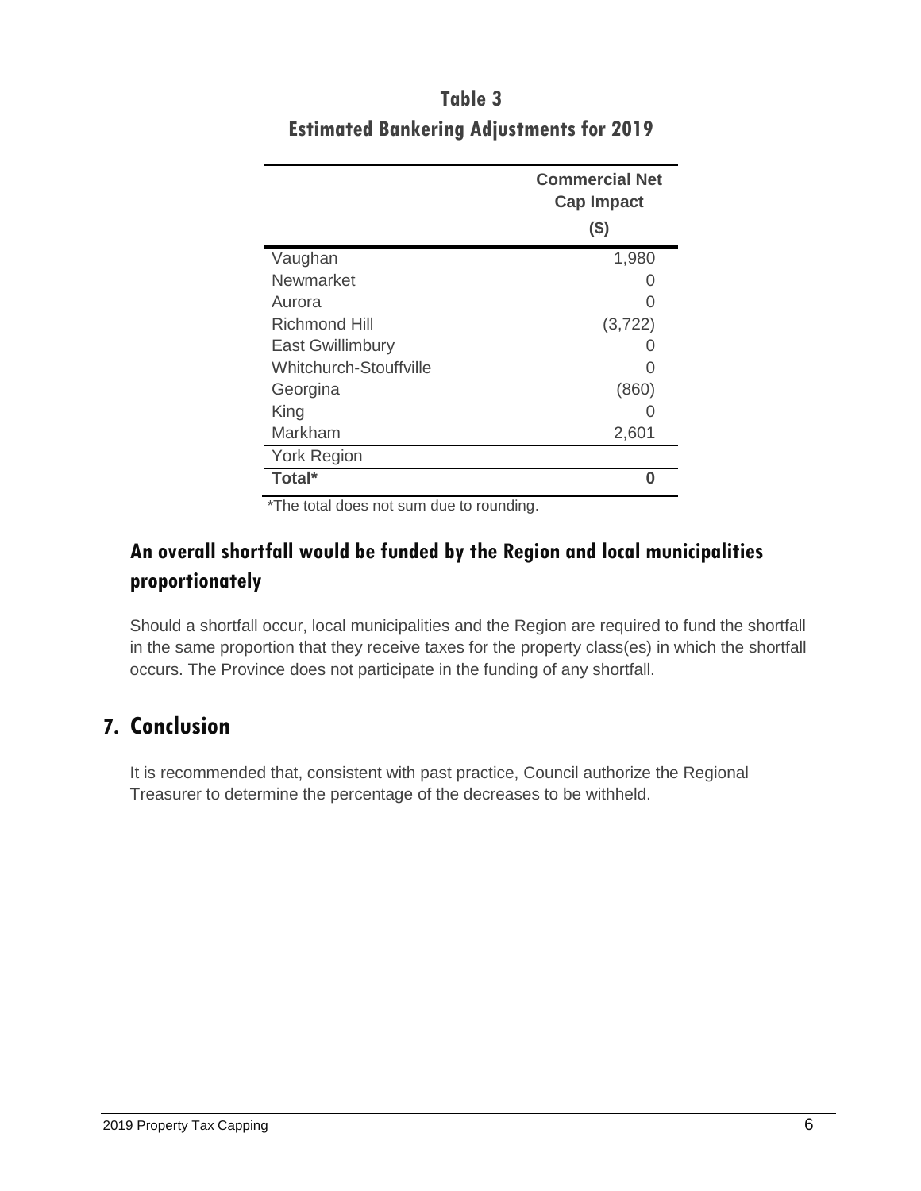**Table 3**

**Estimated Bankering Adjustments for 2019**

| | Commercial Net Cap Impact ($) |
|---|---|
| Vaughan | 1,980 |
| Newmarket | 0 |
| Aurora | 0 |
| Richmond Hill | (3,722) |
| East Gwillimbury | 0 |
| Whitchurch-Stouffville | 0 |
| Georgina | (860) |
| King | 0 |
| Markham | 2,601 |
| York Region | |
| **Total*** | **0** |

*The total does not sum due to rounding.

### An overall shortfall would be funded by the Region and local municipalities proportionately

Should a shortfall occur, local municipalities and the Region are required to fund the shortfall in the same proportion that they receive taxes for the property class(es) in which the shortfall occurs. The Province does not participate in the funding of any shortfall.

## 7. Conclusion

It is recommended that, consistent with past practice, Council authorize the Regional Treasurer to determine the percentage of the decreases to be withheld.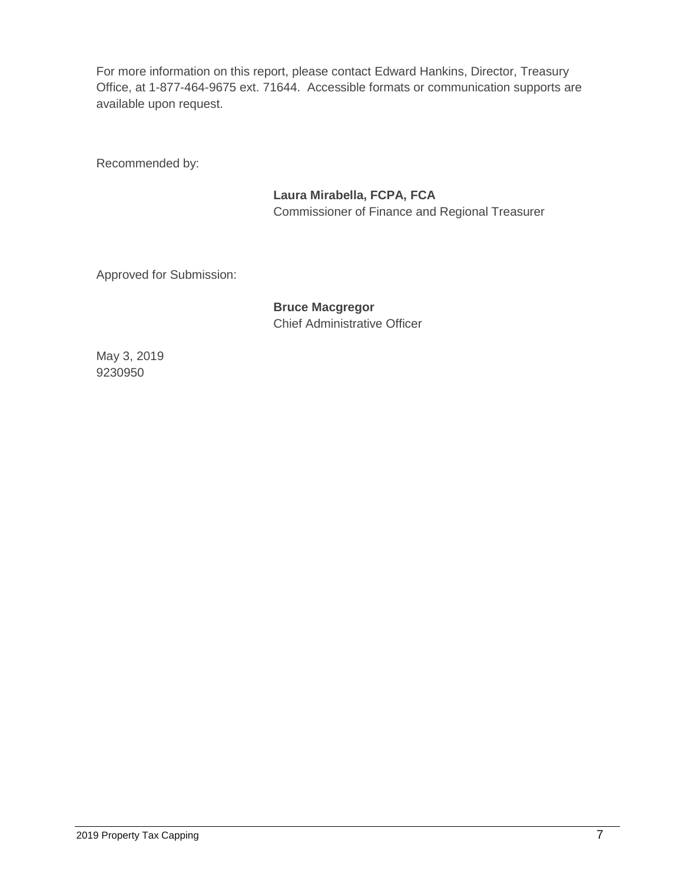For more information on this report, please contact Edward Hankins, Director, Treasury Office, at 1-877-464-9675 ext. 71644. Accessible formats or communication supports are available upon request.

Recommended by:

**Laura Mirabella, FCPA, FCA**
Commissioner of Finance and Regional Treasurer

Approved for Submission:

**Bruce Macgregor**
Chief Administrative Officer

May 3, 2019
9230950